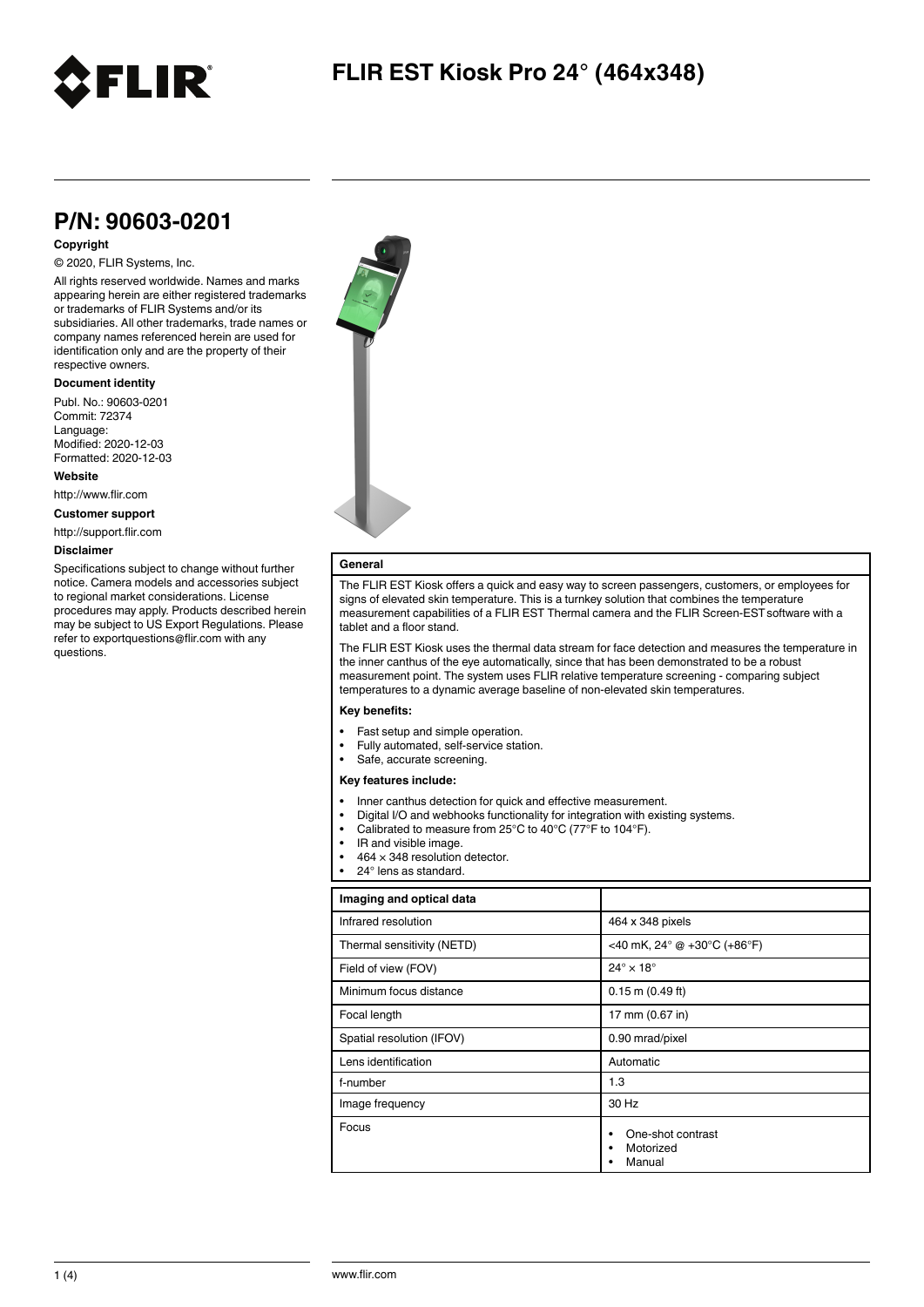# FLIR EST Kiosk Pro 24° (464x348)

## P/N: 90603-0201

**Copyright**

© 2020, FLIR Systems, Inc.

All rights reserved worldwide. Names and marks appearing herein are either registered trademarks or trademarks of FLIR Systems and/or its subsidiaries. All other trademarks, trade names or company names referenced herein are used for identification only and are the property of their respective owners.

**Document identity**

Publ. No.: 90603-0201
Commit: 72374
Language:
Modified: 2020-12-03
Formatted: 2020-12-03

**Website**

http://www.flir.com

**Customer support**

http://support.flir.com

**Disclaimer**

Specifications subject to change without further notice. Camera models and accessories subject to regional market considerations. License procedures may apply. Products described herein may be subject to US Export Regulations. Please refer to exportquestions@flir.com with any questions.

**General**

The FLIR EST Kiosk offers a quick and easy way to screen passengers, customers, or employees for signs of elevated skin temperature. This is a turnkey solution that combines the temperature measurement capabilities of a FLIR EST Thermal camera and the FLIR Screen-EST software with a tablet and a floor stand.

The FLIR EST Kiosk uses the thermal data stream for face detection and measures the temperature in the inner canthus of the eye automatically, since that has been demonstrated to be a robust measurement point. The system uses FLIR relative temperature screening - comparing subject temperatures to a dynamic average baseline of non-elevated skin temperatures.

**Key benefits:**

- Fast setup and simple operation.
- Fully automated, self-service station.
- Safe, accurate screening.

**Key features include:**

- Inner canthus detection for quick and effective measurement.
- Digital I/O and webhooks functionality for integration with existing systems.
- Calibrated to measure from 25°C to 40°C (77°F to 104°F).
- IR and visible image.
- 464 × 348 resolution detector.
- 24° lens as standard.

| Imaging and optical data | |
|---|---|
| Infrared resolution | 464 x 348 pixels |
| Thermal sensitivity (NETD) | <40 mK, 24° @ +30°C (+86°F) |
| Field of view (FOV) | 24° × 18° |
| Minimum focus distance | 0.15 m (0.49 ft) |
| Focal length | 17 mm (0.67 in) |
| Spatial resolution (IFOV) | 0.90 mrad/pixel |
| Lens identification | Automatic |
| f-number | 1.3 |
| Image frequency | 30 Hz |
| Focus | • One-shot contrast<br>• Motorized<br>• Manual |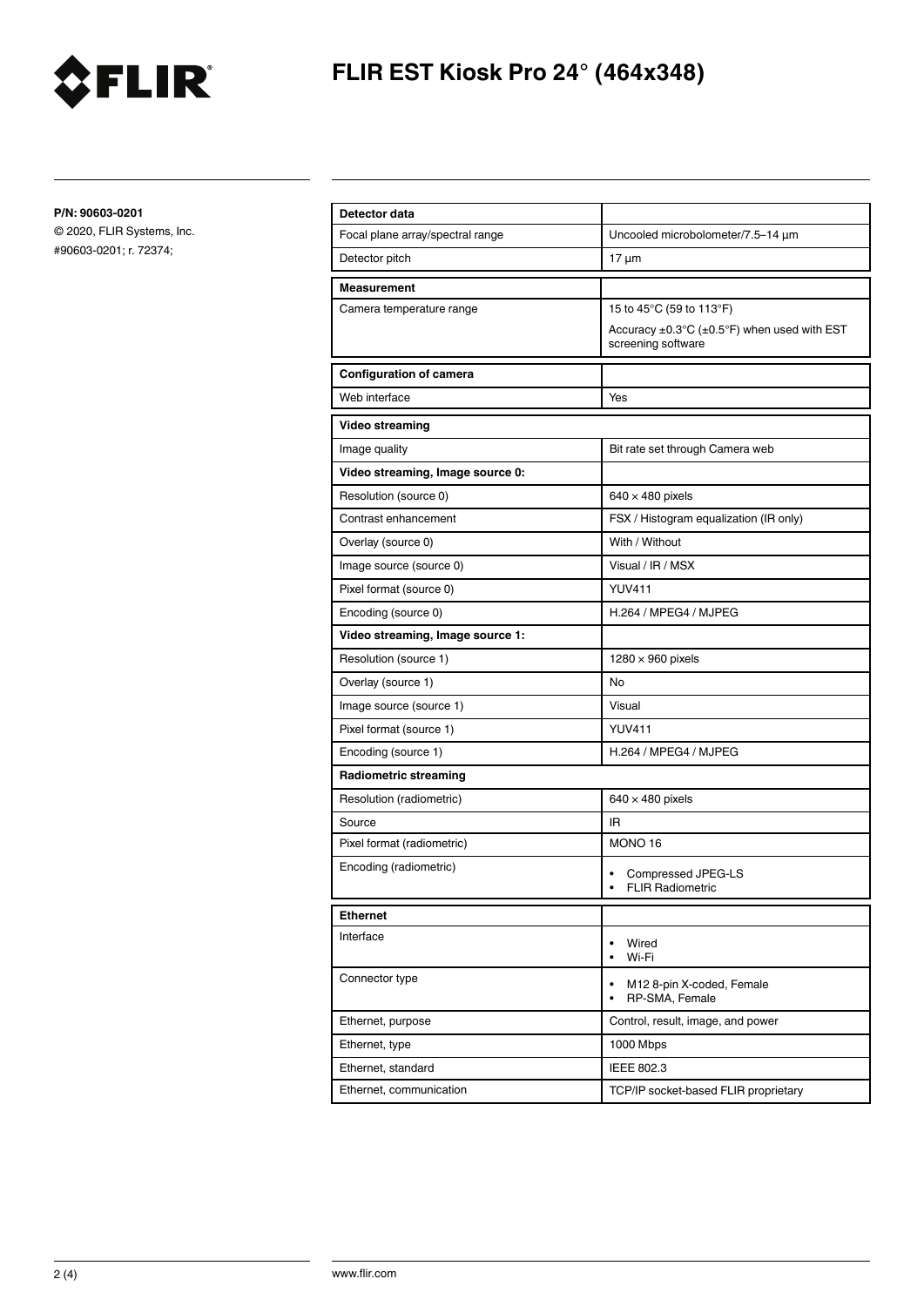# FLIR EST Kiosk Pro 24° (464x348)

**P/N: 90603-0201**

© 2020, FLIR Systems, Inc.

#90603-0201; r. 72374;

| **Detector data** | |
|---|---|
| Focal plane array/spectral range | Uncooled microbolometer/7.5–14 µm |
| Detector pitch | 17 µm |

| **Measurement** | |
|---|---|
| Camera temperature range | 15 to 45°C (59 to 113°F)<br>Accuracy ±0.3°C (±0.5°F) when used with EST screening software |

| **Configuration of camera** | |
|---|---|
| Web interface | Yes |

| **Video streaming** | |
|---|---|
| Image quality | Bit rate set through Camera web |
| **Video streaming, Image source 0:** | |
| Resolution (source 0) | 640 × 480 pixels |
| Contrast enhancement | FSX / Histogram equalization (IR only) |
| Overlay (source 0) | With / Without |
| Image source (source 0) | Visual / IR / MSX |
| Pixel format (source 0) | YUV411 |
| Encoding (source 0) | H.264 / MPEG4 / MJPEG |
| **Video streaming, Image source 1:** | |
| Resolution (source 1) | 1280 × 960 pixels |
| Overlay (source 1) | No |
| Image source (source 1) | Visual |
| Pixel format (source 1) | YUV411 |
| Encoding (source 1) | H.264 / MPEG4 / MJPEG |
| **Radiometric streaming** | |
| Resolution (radiometric) | 640 × 480 pixels |
| Source | IR |
| Pixel format (radiometric) | MONO 16 |
| Encoding (radiometric) | • Compressed JPEG-LS<br>• FLIR Radiometric |

| **Ethernet** | |
|---|---|
| Interface | • Wired<br>• Wi-Fi |
| Connector type | • M12 8-pin X-coded, Female<br>• RP-SMA, Female |
| Ethernet, purpose | Control, result, image, and power |
| Ethernet, type | 1000 Mbps |
| Ethernet, standard | IEEE 802.3 |
| Ethernet, communication | TCP/IP socket-based FLIR proprietary |

www.flir.com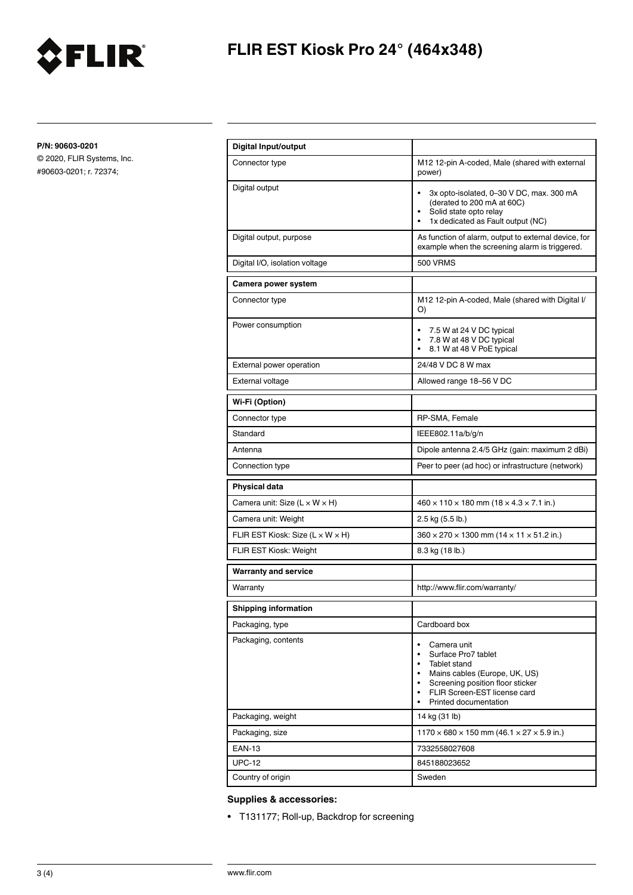P/N: 90603-0201
© 2020, FLIR Systems, Inc.
#90603-0201; r. 72374;

| **Digital Input/output** | |
|---|---|
| Connector type | M12 12-pin A-coded, Male (shared with external power) |
| Digital output | • 3x opto-isolated, 0–30 V DC, max. 300 mA (derated to 200 mA at 60C)<br>• Solid state opto relay<br>• 1x dedicated as Fault output (NC) |
| Digital output, purpose | As function of alarm, output to external device, for example when the screening alarm is triggered. |
| Digital I/O, isolation voltage | 500 VRMS |

| **Camera power system** | |
|---|---|
| Connector type | M12 12-pin A-coded, Male (shared with Digital I/O) |
| Power consumption | • 7.5 W at 24 V DC typical<br>• 7.8 W at 48 V DC typical<br>• 8.1 W at 48 V PoE typical |
| External power operation | 24/48 V DC 8 W max |
| External voltage | Allowed range 18–56 V DC |

| **Wi-Fi (Option)** | |
|---|---|
| Connector type | RP-SMA, Female |
| Standard | IEEE802.11a/b/g/n |
| Antenna | Dipole antenna 2.4/5 GHz (gain: maximum 2 dBi) |
| Connection type | Peer to peer (ad hoc) or infrastructure (network) |

| **Physical data** | |
|---|---|
| Camera unit: Size (L × W × H) | 460 × 110 × 180 mm (18 × 4.3 × 7.1 in.) |
| Camera unit: Weight | 2.5 kg (5.5 lb.) |
| FLIR EST Kiosk: Size (L × W × H) | 360 × 270 × 1300 mm (14 × 11 × 51.2 in.) |
| FLIR EST Kiosk: Weight | 8.3 kg (18 lb.) |

| **Warranty and service** | |
|---|---|
| Warranty | http://www.flir.com/warranty/ |

| **Shipping information** | |
|---|---|
| Packaging, type | Cardboard box |
| Packaging, contents | • Camera unit<br>• Surface Pro7 tablet<br>• Tablet stand<br>• Mains cables (Europe, UK, US)<br>• Screening position floor sticker<br>• FLIR Screen-EST license card<br>• Printed documentation |
| Packaging, weight | 14 kg (31 lb) |
| Packaging, size | 1170 × 680 × 150 mm (46.1 × 27 × 5.9 in.) |
| EAN-13 | 7332558027608 |
| UPC-12 | 845188023652 |
| Country of origin | Sweden |

**Supplies & accessories:**

- T131177; Roll-up, Backdrop for screening

www.flir.com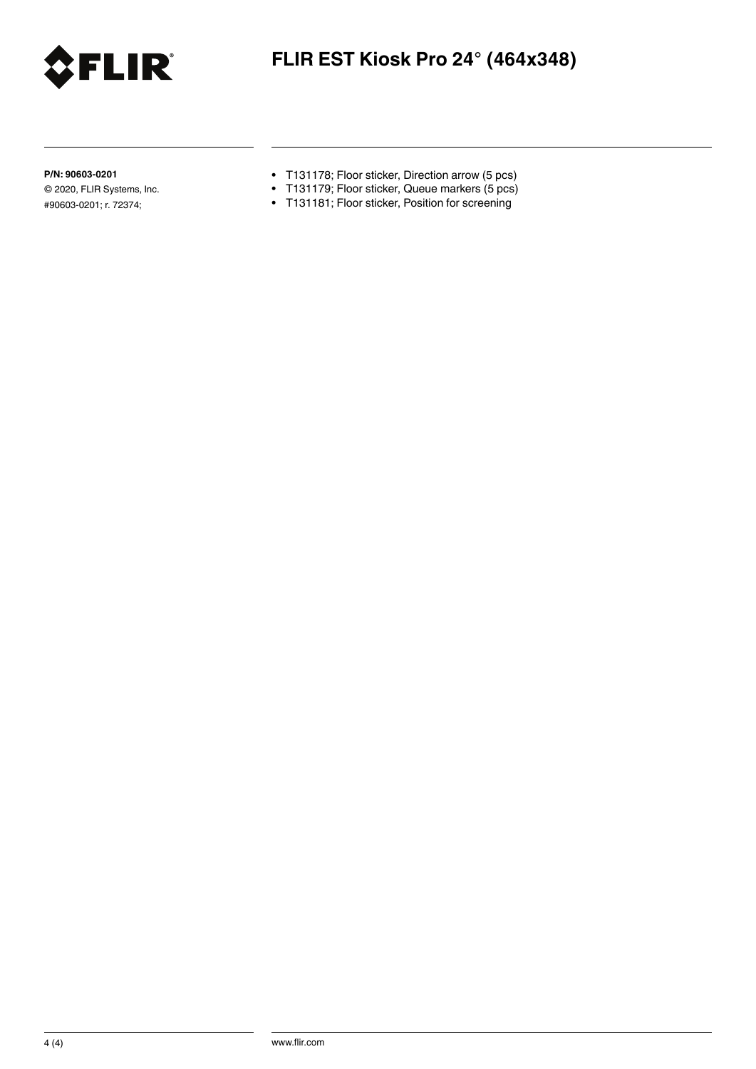P/N: 90603-0201

© 2020, FLIR Systems, Inc.

#90603-0201; r. 72374;

- T131178; Floor sticker, Direction arrow (5 pcs)
- T131179; Floor sticker, Queue markers (5 pcs)
- T131181; Floor sticker, Position for screening